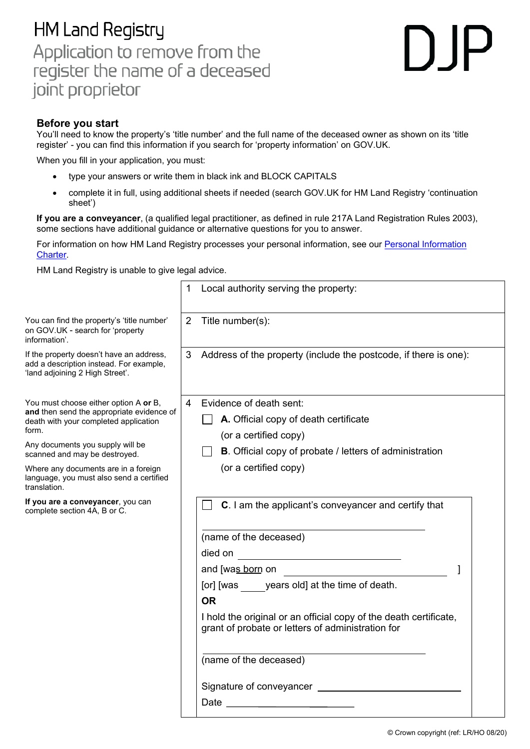# HM Land Registry

## Application to remove from the register the name of a deceased joint proprietor

# DJP

### Before you start

You'll need to know the property's 'title number' and the full name of the deceased owner as shown on its 'title register' - you can find this information if you search for 'property information' on GOV.UK.

When you fill in your application, you must:

- type your answers or write them in black ink and BLOCK CAPITALS
- complete it in full, using additional sheets if needed (search GOV.UK for HM Land Registry 'continuation sheet')

**If you are a conveyancer**, (a qualified legal practitioner, as defined in rule 217A Land Registration Rules 2003), some sections have additional guidance or alternative questions for you to answer.

For information on how HM Land Registry processes your personal information, see our Personal Information Charter.

HM Land Registry is unable to give legal advice.

| Guidance | Form |
|---|---|
| | 1 Local authority serving the property: |
| You can find the property's 'title number' on GOV.UK - search for 'property information'. | 2 Title number(s): |
| If the property doesn't have an address, add a description instead. For example, 'land adjoining 2 High Street'. | 3 Address of the property (include the postcode, if there is one): |
| You must choose either option A **or** B, **and** then send the appropriate evidence of death with your completed application form.<br><br>Any documents you supply will be scanned and may be destroyed.<br><br>Where any documents are in a foreign language, you must also send a certified translation.<br><br>**If you are a conveyancer**, you can complete section 4A, B or C. | 4 Evidence of death sent:<br><br>☐ **A.** Official copy of death certificate (or a certified copy)<br><br>☐ **B**. Official copy of probate / letters of administration (or a certified copy)<br><br>☐ **C**. I am the applicant's conveyancer and certify that<br><br>______________________________<br>(name of the deceased)<br>died on ______________________<br>and [was born on ______________________ ]<br>[or] [was ____ years old] at the time of death.<br>**OR**<br>I hold the original or an official copy of the death certificate, grant of probate or letters of administration for<br><br>______________________________<br>(name of the deceased)<br><br>Signature of conveyancer ______________________<br>Date ______________________ |

© Crown copyright (ref: LR/HO 08/20)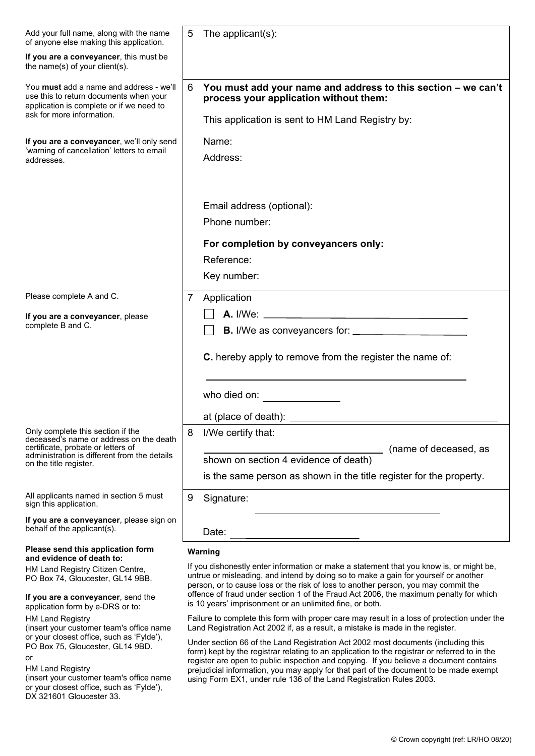Add your full name, along with the name of anyone else making this application.

**If you are a conveyancer**, this must be the name(s) of your client(s).

5 The applicant(s):

You **must** add a name and address - we'll use this to return documents when your application is complete or if we need to ask for more information.

**If you are a conveyancer**, we'll only send 'warning of cancellation' letters to email addresses.

6 **You must add your name and address to this section – we can't process your application without them:**

This application is sent to HM Land Registry by:

Name:

Address:

Email address (optional):

Phone number:

**For completion by conveyancers only:**

Reference:

Key number:

Please complete A and C.

**If you are a conveyancer**, please complete B and C.

7 Application

☐ **A.** I/We: ______________________________

☐ **B.** I/We as conveyancers for: ______________________________

**C.** hereby apply to remove from the register the name of:

______________________________

who died on: ______________

at (place of death): ______________________________

Only complete this section if the deceased's name or address on the death certificate, probate or letters of administration is different from the details on the title register.

8 I/We certify that:

______________________________ (name of deceased, as shown on section 4 evidence of death)

is the same person as shown in the title register for the property.

All applicants named in section 5 must sign this application.

**If you are a conveyancer**, please sign on behalf of the applicant(s).

9 Signature: ______________________________

Date: ______________________________

**Please send this application form and evidence of death to:**

HM Land Registry Citizen Centre,
PO Box 74, Gloucester, GL14 9BB.

**If you are a conveyancer**, send the application form by e-DRS or to:

HM Land Registry
(insert your customer team's office name or your closest office, such as 'Fylde'),
PO Box 75, Gloucester, GL14 9BD.

or

HM Land Registry
(insert your customer team's office name or your closest office, such as 'Fylde'),
DX 321601 Gloucester 33.

**Warning**

If you dishonestly enter information or make a statement that you know is, or might be, untrue or misleading, and intend by doing so to make a gain for yourself or another person, or to cause loss or the risk of loss to another person, you may commit the offence of fraud under section 1 of the Fraud Act 2006, the maximum penalty for which is 10 years' imprisonment or an unlimited fine, or both.

Failure to complete this form with proper care may result in a loss of protection under the Land Registration Act 2002 if, as a result, a mistake is made in the register.

Under section 66 of the Land Registration Act 2002 most documents (including this form) kept by the registrar relating to an application to the registrar or referred to in the register are open to public inspection and copying. If you believe a document contains prejudicial information, you may apply for that part of the document to be made exempt using Form EX1, under rule 136 of the Land Registration Rules 2003.

© Crown copyright (ref: LR/HO 08/20)